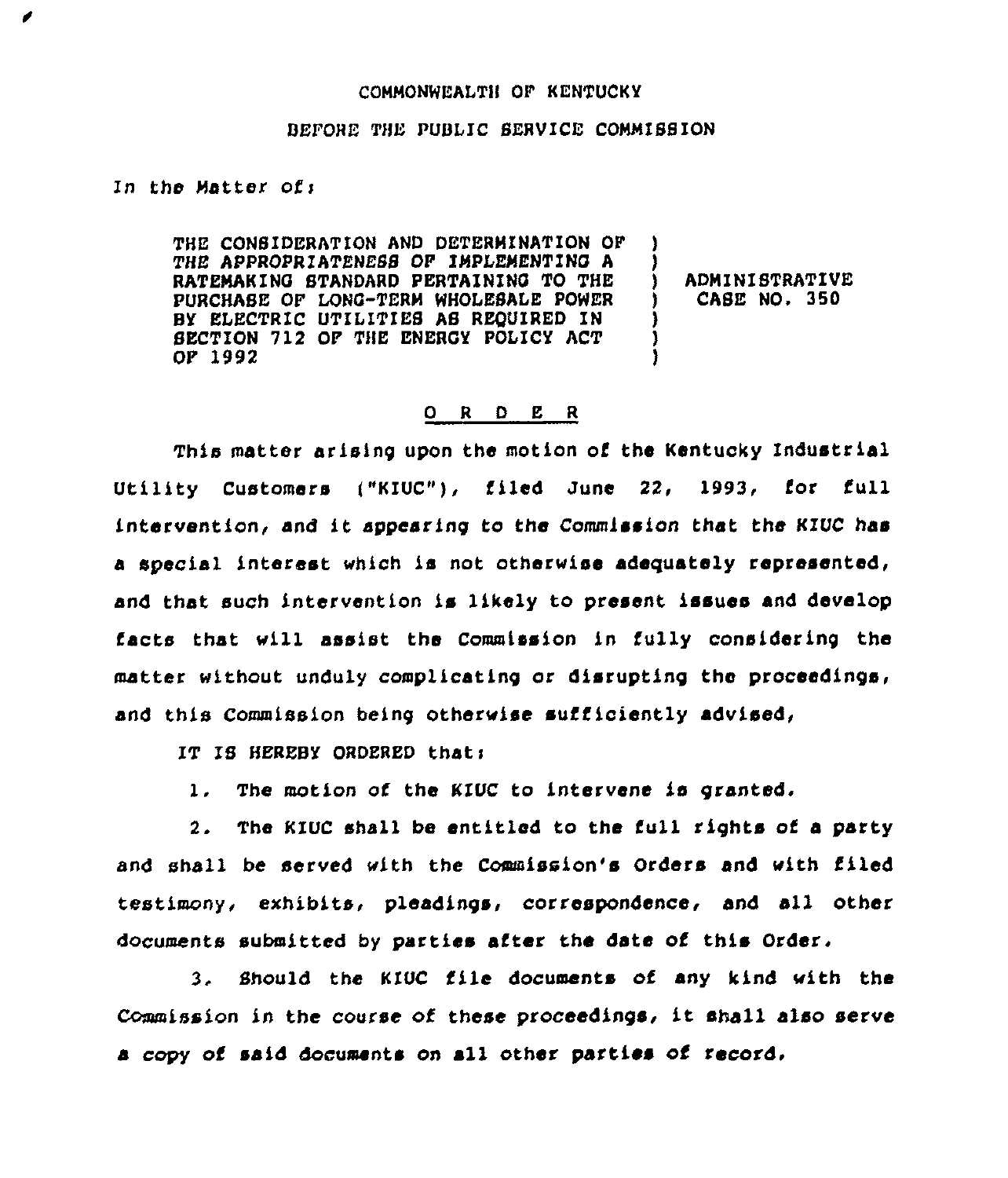COMMONWEALTH OF KENTUCKY

BEFORE THE PUBLIC SERVICE COMMISSION

In the Matter of:

THE CONSIDERATION AND DETERMINATION OF THE APPROPRIATENESS OF IMPLEMENTING A RATEMAKING STANDARD PERTAINING TO THE PURCHASE OF LONG-TERM WHOLESALE POWER BY ELECTRIC UTILITIES AS REQUIRED IN SECTION 712 OF THE ENERGY POLICY ACT OF 1992 ) ADMINISTRATIVE CASE NO. 350

O R D E R

This matter arising upon the motion of the Kentucky Industrial Utility Customers ("KIUC"), filed June 22, 1993, for full intervention, and it appearing to the Commission that the KIUC has a special interest which is not otherwise adequately represented, and that such intervention is likely to present issues and develop facts that will assist the Commission in fully considering the matter without unduly complicating or disrupting the proceedings, and this Commission being otherwise sufficiently advised,

IT IS HEREBY ORDERED that:

1. The motion of the KIUC to intervene is granted.

2. The KIUC shall be entitled to the full rights of a party and shall be served with the Commission's Orders and with filed testimony, exhibits, pleadings, correspondence, and all other documents submitted by parties after the date of this Order.

3. Should the KIUC file documents of any kind with the Commission in the course of these proceedings, it shall also serve a copy of said documents on all other parties of record.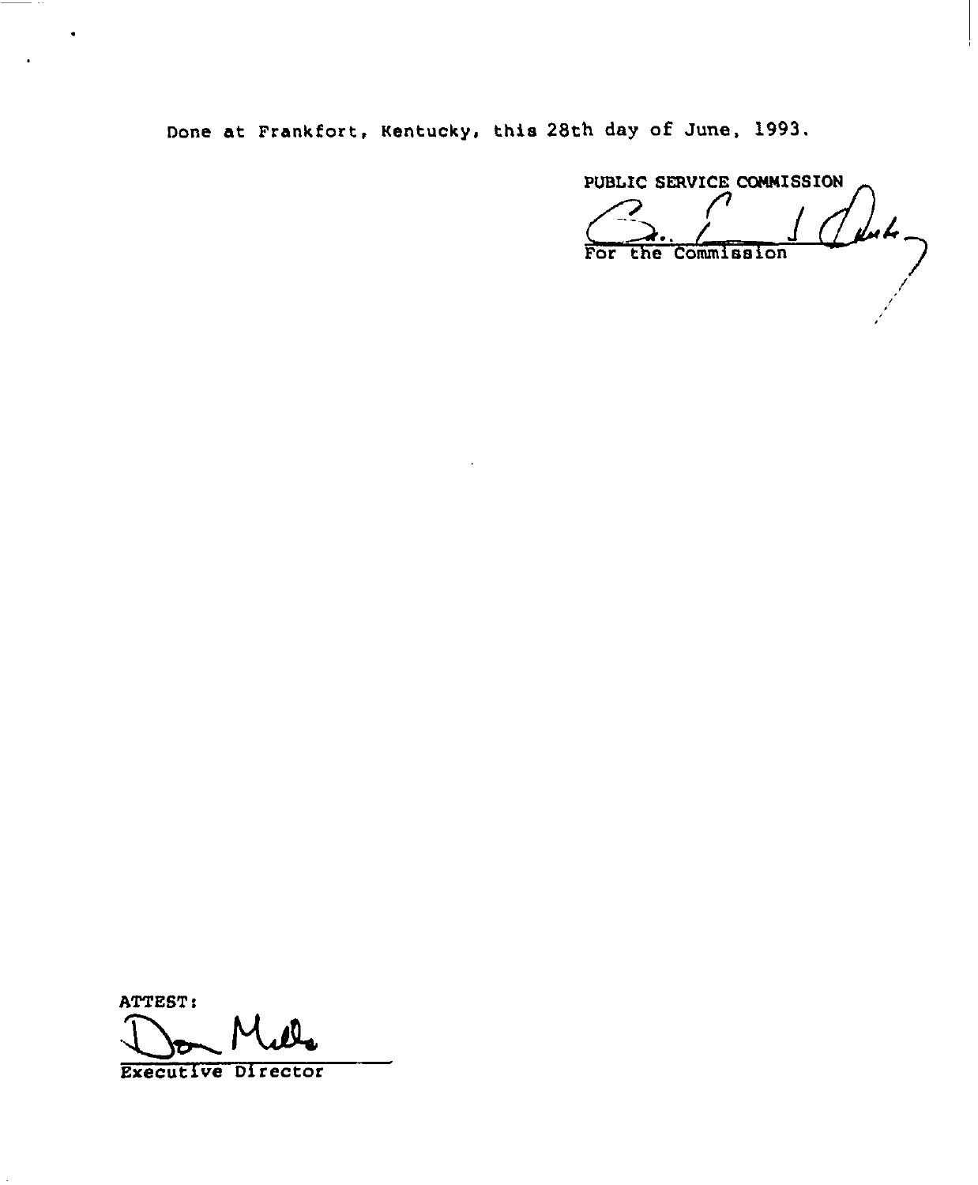Done at Frankfort, Kentucky, this 28th day of June, 1993.

PUBLIC SERVICE COMMISSION

For the Commission

ATTEST:

Executive Director